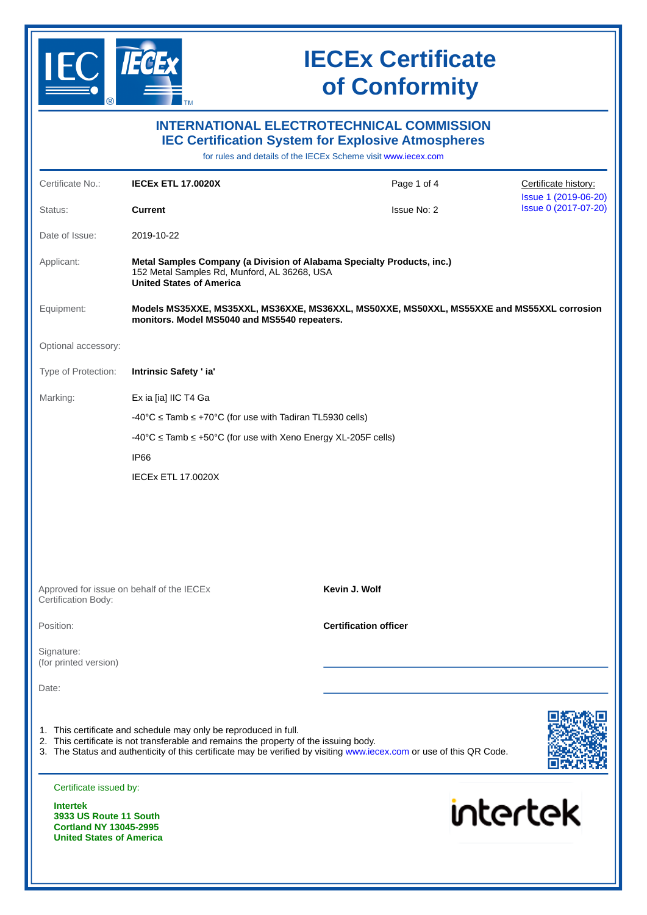# IECEx Certificate of Conformity

## INTERNATIONAL ELECTROTECHNICAL COMMISSION
## IEC Certification System for Explosive Atmospheres

for rules and details of the IECEx Scheme visit www.iecex.com

| | | | |
|---|---|---|---|
| Certificate No.: | **IECEx ETL 17.0020X** | Page 1 of 4 | Certificate history: |
| Status: | **Current** | Issue No: 2 | Issue 1 (2019-06-20)<br>Issue 0 (2017-07-20) |
| Date of Issue: | 2019-10-22 | | |

Applicant: **Metal Samples Company (a Division of Alabama Specialty Products, inc.)**
152 Metal Samples Rd, Munford, AL 36268, USA
**United States of America**

Equipment: **Models MS35XXE, MS35XXL, MS36XXE, MS36XXL, MS50XXE, MS50XXL, MS55XXE and MS55XXL corrosion monitors. Model MS5040 and MS5540 repeaters.**

Optional accessory:

Type of Protection: **Intrinsic Safety ' ia'**

Marking:
Ex ia [ia] IIC T4 Ga
-40°C ≤ Tamb ≤ +70°C (for use with Tadiran TL5930 cells)
-40°C ≤ Tamb ≤ +50°C (for use with Xeno Energy XL-205F cells)
IP66
IECEx ETL 17.0020X

Approved for issue on behalf of the IECEx Certification Body: **Kevin J. Wolf**

Position: **Certification officer**

Signature:
(for printed version)

Date:

1. This certificate and schedule may only be reproduced in full.
2. This certificate is not transferable and remains the property of the issuing body.
3. The Status and authenticity of this certificate may be verified by visiting www.iecex.com or use of this QR Code.

Certificate issued by:

**Intertek**
**3933 US Route 11 South**
**Cortland NY 13045-2995**
**United States of America**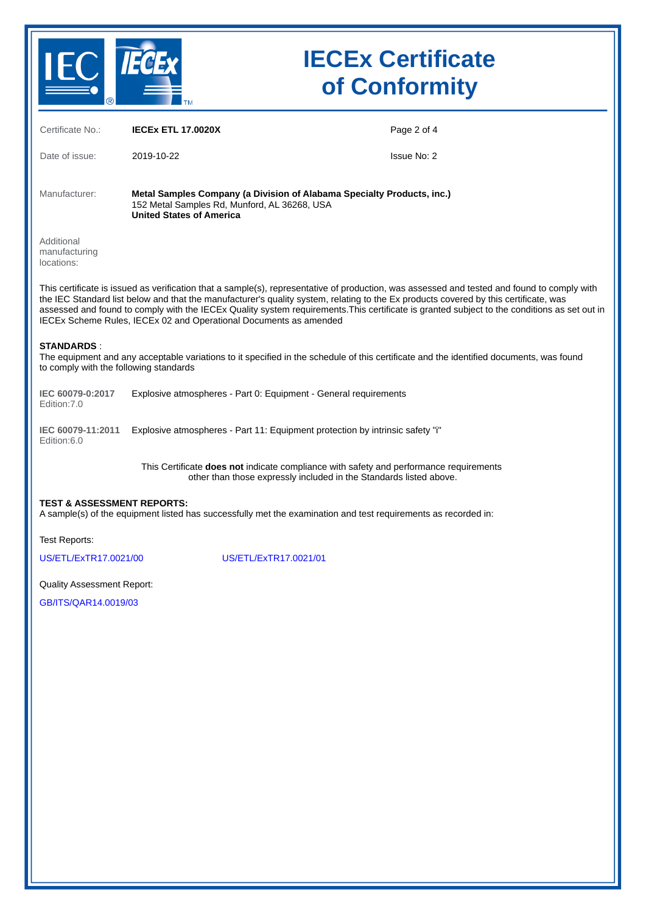# IECEx Certificate of Conformity

| | | |
|---|---|---|
| Certificate No.: | **IECEx ETL 17.0020X** | |
| Date of issue: | 2019-10-22 | Issue No: 2 |

Manufacturer: **Metal Samples Company (a Division of Alabama Specialty Products, inc.)**
152 Metal Samples Rd, Munford, AL 36268, USA
**United States of America**

Additional manufacturing locations:

This certificate is issued as verification that a sample(s), representative of production, was assessed and tested and found to comply with the IEC Standard list below and that the manufacturer's quality system, relating to the Ex products covered by this certificate, was assessed and found to comply with the IECEx Quality system requirements.This certificate is granted subject to the conditions as set out in IECEx Scheme Rules, IECEx 02 and Operational Documents as amended

**STANDARDS** :
The equipment and any acceptable variations to it specified in the schedule of this certificate and the identified documents, was found to comply with the following standards

**IEC 60079-0:2017** Edition:7.0 — Explosive atmospheres - Part 0: Equipment - General requirements

**IEC 60079-11:2011** Edition:6.0 — Explosive atmospheres - Part 11: Equipment protection by intrinsic safety "i"

This Certificate **does not** indicate compliance with safety and performance requirements other than those expressly included in the Standards listed above.

**TEST & ASSESSMENT REPORTS:**
A sample(s) of the equipment listed has successfully met the examination and test requirements as recorded in:

Test Reports:

US/ETL/ExTR17.0021/00 US/ETL/ExTR17.0021/01

Quality Assessment Report:

GB/ITS/QAR14.0019/03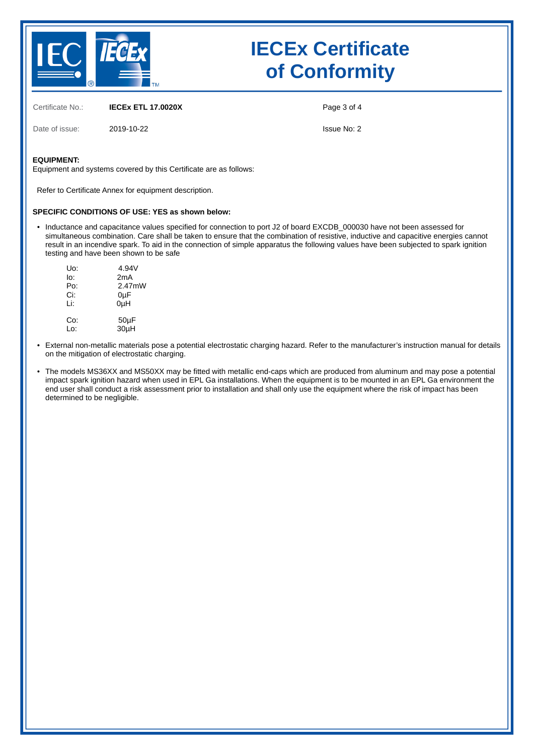# IECEx Certificate of Conformity

Certificate No.: **IECEx ETL 17.0020X**

Date of issue: 2019-10-22

Issue No: 2

**EQUIPMENT:**
Equipment and systems covered by this Certificate are as follows:

Refer to Certificate Annex for equipment description.

**SPECIFIC CONDITIONS OF USE: YES as shown below:**

- Inductance and capacitance values specified for connection to port J2 of board EXCDB_000030 have not been assessed for simultaneous combination. Care shall be taken to ensure that the combination of resistive, inductive and capacitive energies cannot result in an incendive spark. To aid in the connection of simple apparatus the following values have been subjected to spark ignition testing and have been shown to be safe

  Uo: 4.94V
  Io: 2mA
  Po: 2.47mW
  Ci: 0µF
  Li: 0µH

  Co: 50µF
  Lo: 30µH

- External non-metallic materials pose a potential electrostatic charging hazard. Refer to the manufacturer's instruction manual for details on the mitigation of electrostatic charging.

- The models MS36XX and MS50XX may be fitted with metallic end-caps which are produced from aluminum and may pose a potential impact spark ignition hazard when used in EPL Ga installations. When the equipment is to be mounted in an EPL Ga environment the end user shall conduct a risk assessment prior to installation and shall only use the equipment where the risk of impact has been determined to be negligible.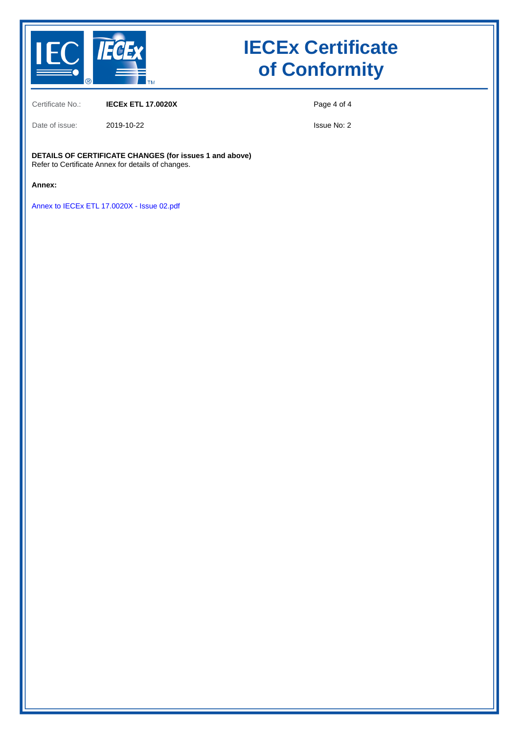Certificate No.: **IECEx ETL 17.0020X**

Date of issue: 2019-10-22

Issue No: 2

**DETAILS OF CERTIFICATE CHANGES (for issues 1 and above)**
Refer to Certificate Annex for details of changes.

**Annex:**

Annex to IECEx ETL 17.0020X - Issue 02.pdf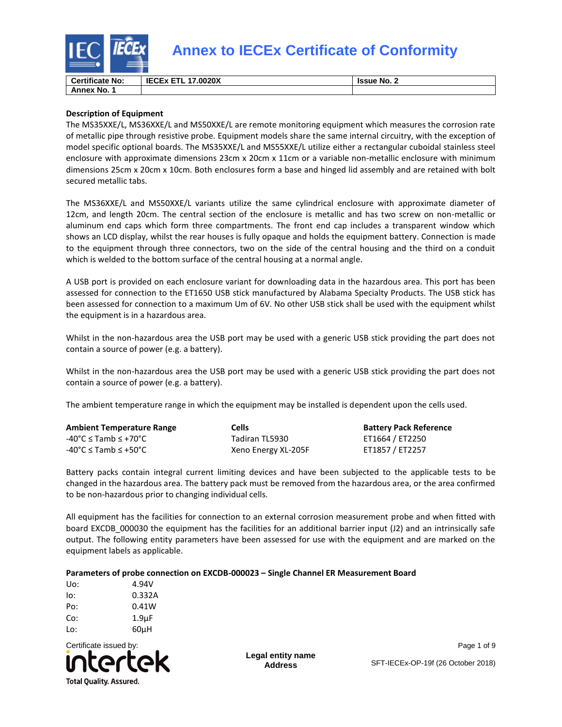# Annex to IECEx Certificate of Conformity

| Certificate No: | IECEx ETL 17.0020X | Issue No. 2 |
|---|---|---|
| Annex No. 1 | | |

**Description of Equipment**

The MS35XXE/L, MS36XXE/L and MS50XXE/L are remote monitoring equipment which measures the corrosion rate of metallic pipe through resistive probe. Equipment models share the same internal circuitry, with the exception of model specific optional boards. The MS35XXE/L and MS55XXE/L utilize either a rectangular cuboidal stainless steel enclosure with approximate dimensions 23cm x 20cm x 11cm or a variable non-metallic enclosure with minimum dimensions 25cm x 20cm x 10cm. Both enclosures form a base and hinged lid assembly and are retained with bolt secured metallic tabs.

The MS36XXE/L and MS50XXE/L variants utilize the same cylindrical enclosure with approximate diameter of 12cm, and length 20cm. The central section of the enclosure is metallic and has two screw on non-metallic or aluminum end caps which form three compartments. The front end cap includes a transparent window which shows an LCD display, whilst the rear houses is fully opaque and holds the equipment battery. Connection is made to the equipment through three connectors, two on the side of the central housing and the third on a conduit which is welded to the bottom surface of the central housing at a normal angle.

A USB port is provided on each enclosure variant for downloading data in the hazardous area. This port has been assessed for connection to the ET1650 USB stick manufactured by Alabama Specialty Products. The USB stick has been assessed for connection to a maximum Um of 6V. No other USB stick shall be used with the equipment whilst the equipment is in a hazardous area.

Whilst in the non-hazardous area the USB port may be used with a generic USB stick providing the part does not contain a source of power (e.g. a battery).

Whilst in the non-hazardous area the USB port may be used with a generic USB stick providing the part does not contain a source of power (e.g. a battery).

The ambient temperature range in which the equipment may be installed is dependent upon the cells used.

| Ambient Temperature Range | Cells | Battery Pack Reference |
|---|---|---|
| -40°C ≤ Tamb ≤ +70°C | Tadiran TL5930 | ET1664 / ET2250 |
| -40°C ≤ Tamb ≤ +50°C | Xeno Energy XL-205F | ET1857 / ET2257 |

Battery packs contain integral current limiting devices and have been subjected to the applicable tests to be changed in the hazardous area. The battery pack must be removed from the hazardous area, or the area confirmed to be non-hazardous prior to changing individual cells.

All equipment has the facilities for connection to an external corrosion measurement probe and when fitted with board EXCDB_000030 the equipment has the facilities for an additional barrier input (J2) and an intrinsically safe output. The following entity parameters have been assessed for use with the equipment and are marked on the equipment labels as applicable.

**Parameters of probe connection on EXCDB-000023 – Single Channel ER Measurement Board**

| | |
|---|---|
| Uo: | 4.94V |
| Io: | 0.332A |
| Po: | 0.41W |
| Co: | 1.9µF |
| Lo: | 60µH |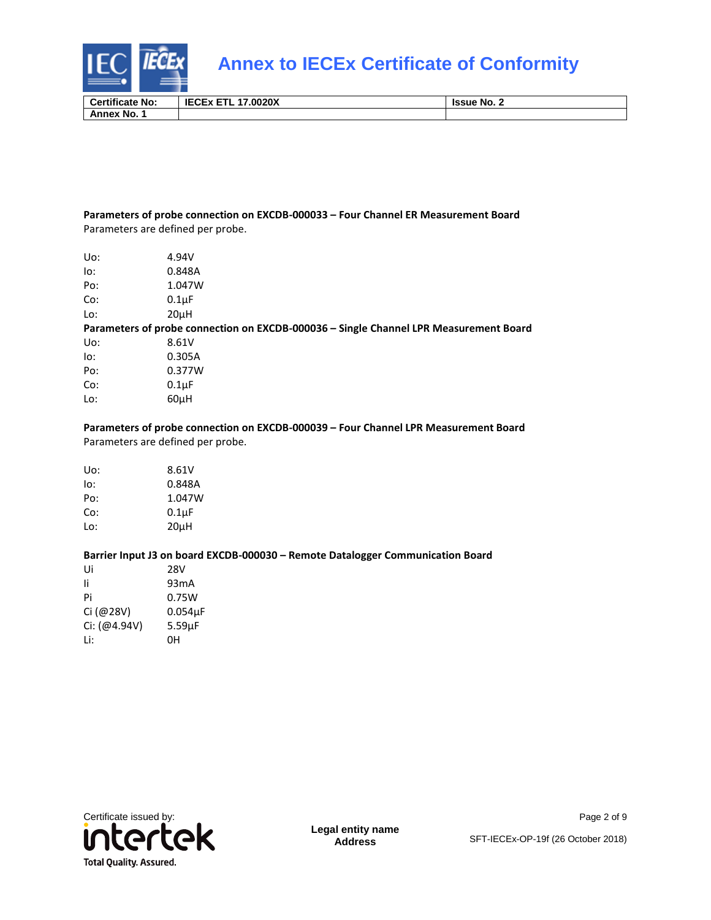| Certificate No: | IECEx ETL 17.0020X | Issue No. 2 |
|---|---|---|
| Annex No. 1 | | |

**Parameters of probe connection on EXCDB-000033 – Four Channel ER Measurement Board**
Parameters are defined per probe.

| | |
|---|---|
| Uo: | 4.94V |
| Io: | 0.848A |
| Po: | 1.047W |
| Co: | 0.1µF |
| Lo: | 20µH |

**Parameters of probe connection on EXCDB-000036 – Single Channel LPR Measurement Board**

| | |
|---|---|
| Uo: | 8.61V |
| Io: | 0.305A |
| Po: | 0.377W |
| Co: | 0.1µF |
| Lo: | 60µH |

**Parameters of probe connection on EXCDB-000039 – Four Channel LPR Measurement Board**
Parameters are defined per probe.

| | |
|---|---|
| Uo: | 8.61V |
| Io: | 0.848A |
| Po: | 1.047W |
| Co: | 0.1µF |
| Lo: | 20µH |

**Barrier Input J3 on board EXCDB-000030 – Remote Datalogger Communication Board**

| | |
|---|---|
| Ui | 28V |
| Ii | 93mA |
| Pi | 0.75W |
| Ci (@28V) | 0.054µF |
| Ci: (@4.94V) | 5.59µF |
| Li: | 0H |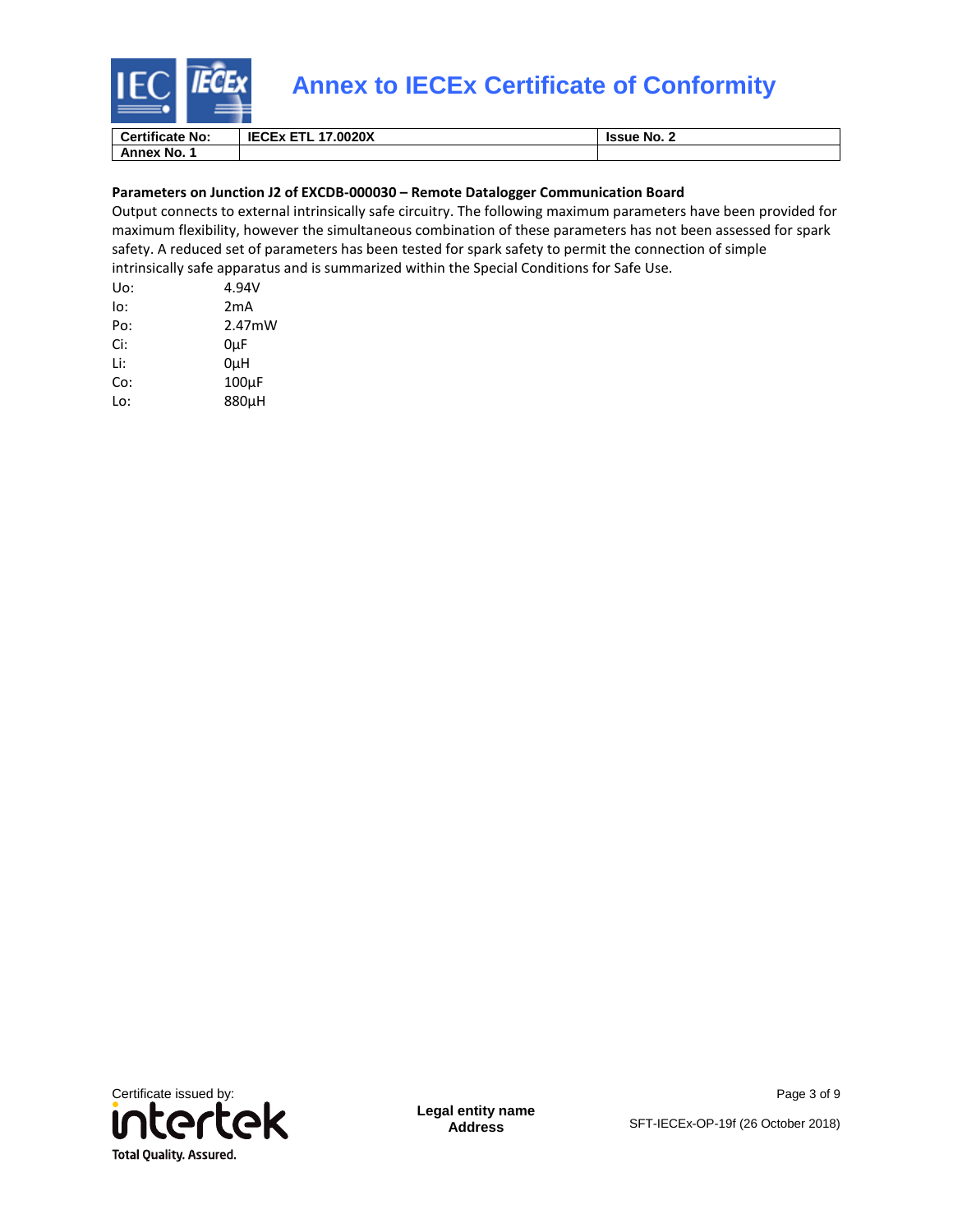# Annex to IECEx Certificate of Conformity

| Certificate No: | IECEx ETL 17.0020X | Issue No. 2 |
| --- | --- | --- |
| Annex No. 1 | | |

**Parameters on Junction J2 of EXCDB-000030 – Remote Datalogger Communication Board**

Output connects to external intrinsically safe circuitry. The following maximum parameters have been provided for maximum flexibility, however the simultaneous combination of these parameters has not been assessed for spark safety. A reduced set of parameters has been tested for spark safety to permit the connection of simple intrinsically safe apparatus and is summarized within the Special Conditions for Safe Use.

| | |
| --- | --- |
| Uo: | 4.94V |
| Io: | 2mA |
| Po: | 2.47mW |
| Ci: | 0µF |
| Li: | 0µH |
| Co: | 100µF |
| Lo: | 880µH |

Certificate issued by:

intertek

Total Quality. Assured.

**Legal entity name**
**Address**

SFT-IECEx-OP-19f (26 October 2018)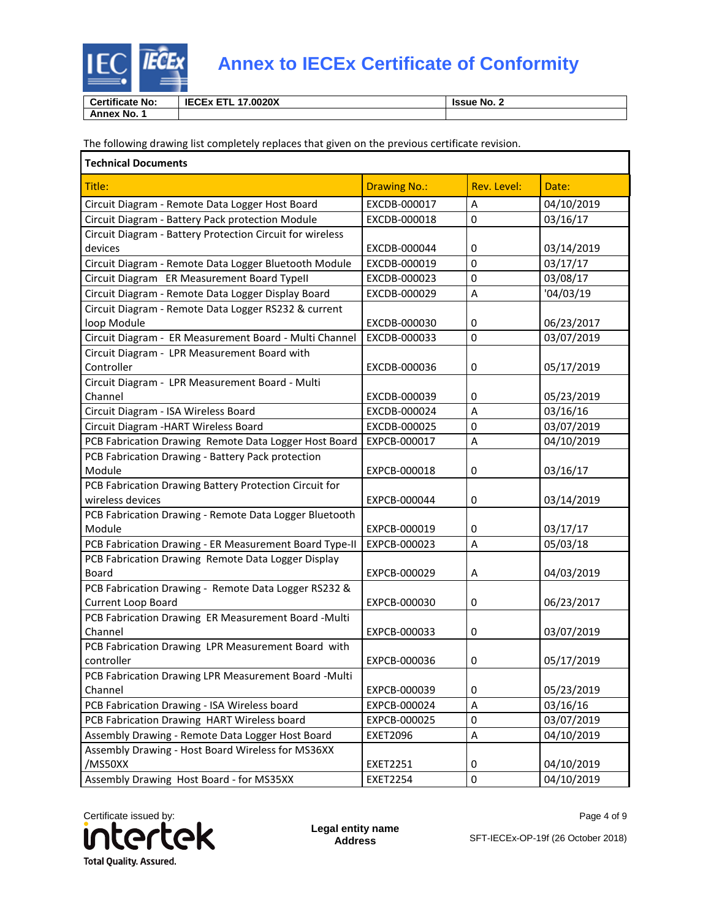# Annex to IECEx Certificate of Conformity

| Certificate No: | IECEx ETL 17.0020X | Issue No. 2 |
|---|---|---|
| Annex No. 1 | | |

The following drawing list completely replaces that given on the previous certificate revision.

**Technical Documents**

| Title: | Drawing No.: | Rev. Level: | Date: |
|---|---|---|---|
| Circuit Diagram - Remote Data Logger Host Board | EXCDB-000017 | A | 04/10/2019 |
| Circuit Diagram - Battery Pack protection Module | EXCDB-000018 | 0 | 03/16/17 |
| Circuit Diagram - Battery Protection Circuit for wireless devices | EXCDB-000044 | 0 | 03/14/2019 |
| Circuit Diagram - Remote Data Logger Bluetooth Module | EXCDB-000019 | 0 | 03/17/17 |
| Circuit Diagram ER Measurement Board TypeII | EXCDB-000023 | 0 | 03/08/17 |
| Circuit Diagram - Remote Data Logger Display Board | EXCDB-000029 | A | '04/03/19 |
| Circuit Diagram - Remote Data Logger RS232 & current loop Module | EXCDB-000030 | 0 | 06/23/2017 |
| Circuit Diagram - ER Measurement Board - Multi Channel | EXCDB-000033 | 0 | 03/07/2019 |
| Circuit Diagram - LPR Measurement Board with Controller | EXCDB-000036 | 0 | 05/17/2019 |
| Circuit Diagram - LPR Measurement Board - Multi Channel | EXCDB-000039 | 0 | 05/23/2019 |
| Circuit Diagram - ISA Wireless Board | EXCDB-000024 | A | 03/16/16 |
| Circuit Diagram -HART Wireless Board | EXCDB-000025 | 0 | 03/07/2019 |
| PCB Fabrication Drawing Remote Data Logger Host Board | EXPCB-000017 | A | 04/10/2019 |
| PCB Fabrication Drawing - Battery Pack protection Module | EXPCB-000018 | 0 | 03/16/17 |
| PCB Fabrication Drawing Battery Protection Circuit for wireless devices | EXPCB-000044 | 0 | 03/14/2019 |
| PCB Fabrication Drawing - Remote Data Logger Bluetooth Module | EXPCB-000019 | 0 | 03/17/17 |
| PCB Fabrication Drawing - ER Measurement Board Type-II | EXPCB-000023 | A | 05/03/18 |
| PCB Fabrication Drawing Remote Data Logger Display Board | EXPCB-000029 | A | 04/03/2019 |
| PCB Fabrication Drawing - Remote Data Logger RS232 & Current Loop Board | EXPCB-000030 | 0 | 06/23/2017 |
| PCB Fabrication Drawing ER Measurement Board -Multi Channel | EXPCB-000033 | 0 | 03/07/2019 |
| PCB Fabrication Drawing LPR Measurement Board with controller | EXPCB-000036 | 0 | 05/17/2019 |
| PCB Fabrication Drawing LPR Measurement Board -Multi Channel | EXPCB-000039 | 0 | 05/23/2019 |
| PCB Fabrication Drawing - ISA Wireless board | EXPCB-000024 | A | 03/16/16 |
| PCB Fabrication Drawing HART Wireless board | EXPCB-000025 | 0 | 03/07/2019 |
| Assembly Drawing - Remote Data Logger Host Board | EXET2096 | A | 04/10/2019 |
| Assembly Drawing - Host Board Wireless for MS36XX /MS50XX | EXET2251 | 0 | 04/10/2019 |
| Assembly Drawing Host Board - for MS35XX | EXET2254 | 0 | 04/10/2019 |

Certificate issued by:

intertek

Total Quality. Assured.

**Legal entity name**
**Address**

SFT-IECEx-OP-19f (26 October 2018)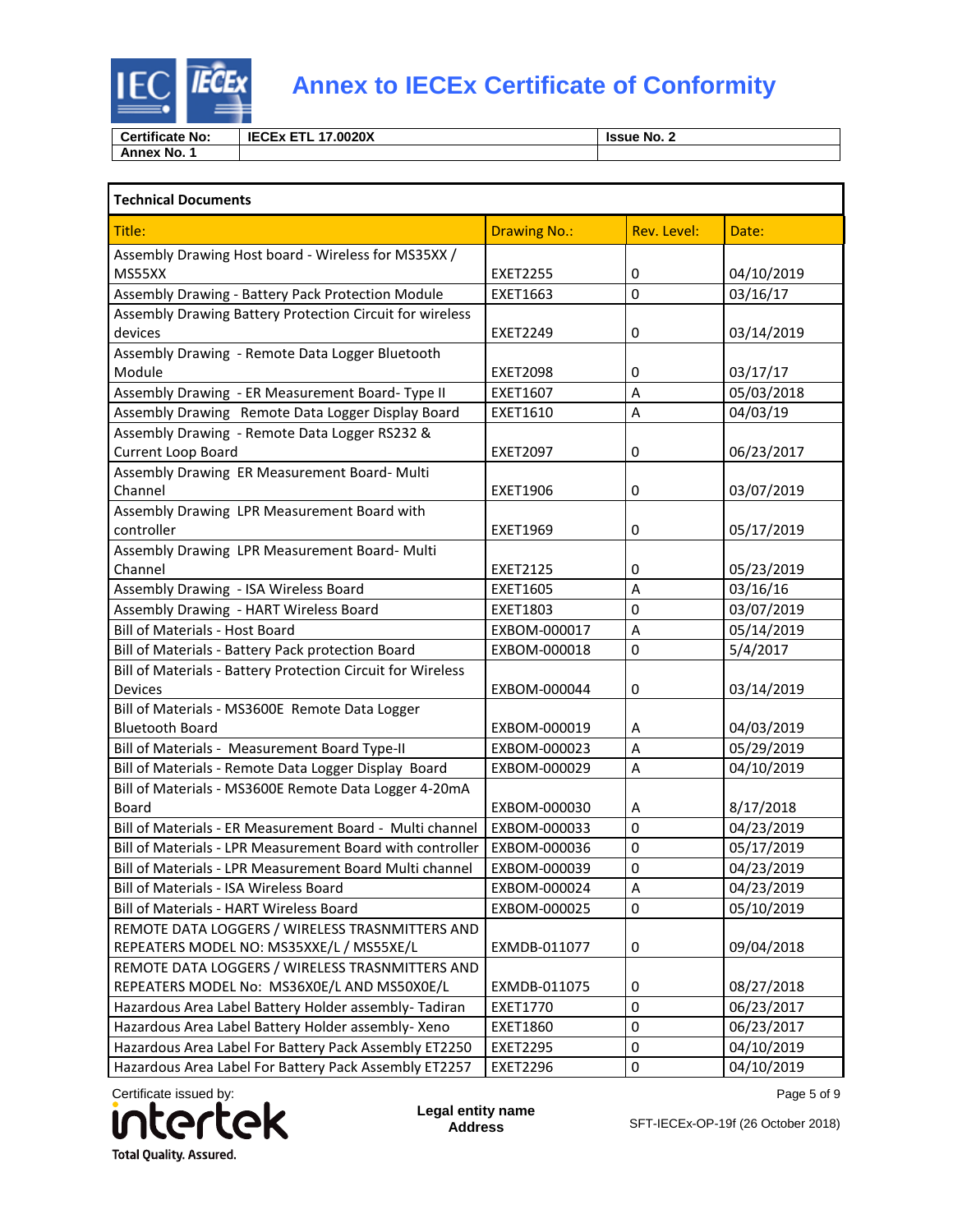# Annex to IECEx Certificate of Conformity

| Certificate No: | IECEx ETL 17.0020X | Issue No. 2 |
|---|---|---|
| Annex No. 1 | | |

| Technical Documents | | | |
|---|---|---|---|
| Title: | Drawing No.: | Rev. Level: | Date: |
| Assembly Drawing Host board - Wireless for MS35XX / MS55XX | EXET2255 | 0 | 04/10/2019 |
| Assembly Drawing - Battery Pack Protection Module | EXET1663 | 0 | 03/16/17 |
| Assembly Drawing Battery Protection Circuit for wireless devices | EXET2249 | 0 | 03/14/2019 |
| Assembly Drawing - Remote Data Logger Bluetooth Module | EXET2098 | 0 | 03/17/17 |
| Assembly Drawing - ER Measurement Board- Type II | EXET1607 | A | 05/03/2018 |
| Assembly Drawing Remote Data Logger Display Board | EXET1610 | A | 04/03/19 |
| Assembly Drawing - Remote Data Logger RS232 & Current Loop Board | EXET2097 | 0 | 06/23/2017 |
| Assembly Drawing ER Measurement Board- Multi Channel | EXET1906 | 0 | 03/07/2019 |
| Assembly Drawing LPR Measurement Board with controller | EXET1969 | 0 | 05/17/2019 |
| Assembly Drawing LPR Measurement Board- Multi Channel | EXET2125 | 0 | 05/23/2019 |
| Assembly Drawing - ISA Wireless Board | EXET1605 | A | 03/16/16 |
| Assembly Drawing - HART Wireless Board | EXET1803 | 0 | 03/07/2019 |
| Bill of Materials - Host Board | EXBOM-000017 | A | 05/14/2019 |
| Bill of Materials - Battery Pack protection Board | EXBOM-000018 | 0 | 5/4/2017 |
| Bill of Materials - Battery Protection Circuit for Wireless Devices | EXBOM-000044 | 0 | 03/14/2019 |
| Bill of Materials - MS3600E Remote Data Logger Bluetooth Board | EXBOM-000019 | A | 04/03/2019 |
| Bill of Materials - Measurement Board Type-II | EXBOM-000023 | A | 05/29/2019 |
| Bill of Materials - Remote Data Logger Display Board | EXBOM-000029 | A | 04/10/2019 |
| Bill of Materials - MS3600E Remote Data Logger 4-20mA Board | EXBOM-000030 | A | 8/17/2018 |
| Bill of Materials - ER Measurement Board - Multi channel | EXBOM-000033 | 0 | 04/23/2019 |
| Bill of Materials - LPR Measurement Board with controller | EXBOM-000036 | 0 | 05/17/2019 |
| Bill of Materials - LPR Measurement Board Multi channel | EXBOM-000039 | 0 | 04/23/2019 |
| Bill of Materials - ISA Wireless Board | EXBOM-000024 | A | 04/23/2019 |
| Bill of Materials - HART Wireless Board | EXBOM-000025 | 0 | 05/10/2019 |
| REMOTE DATA LOGGERS / WIRELESS TRASNMITTERS AND REPEATERS MODEL NO: MS35XXE/L / MS55XE/L | EXMDB-011077 | 0 | 09/04/2018 |
| REMOTE DATA LOGGERS / WIRELESS TRASNMITTERS AND REPEATERS MODEL No: MS36X0E/L AND MS50X0E/L | EXMDB-011075 | 0 | 08/27/2018 |
| Hazardous Area Label Battery Holder assembly- Tadiran | EXET1770 | 0 | 06/23/2017 |
| Hazardous Area Label Battery Holder assembly- Xeno | EXET1860 | 0 | 06/23/2017 |
| Hazardous Area Label For Battery Pack Assembly ET2250 | EXET2295 | 0 | 04/10/2019 |
| Hazardous Area Label For Battery Pack Assembly ET2257 | EXET2296 | 0 | 04/10/2019 |

Certificate issued by:

intertek
Total Quality. Assured.

**Legal entity name**
**Address**

SFT-IECEx-OP-19f (26 October 2018)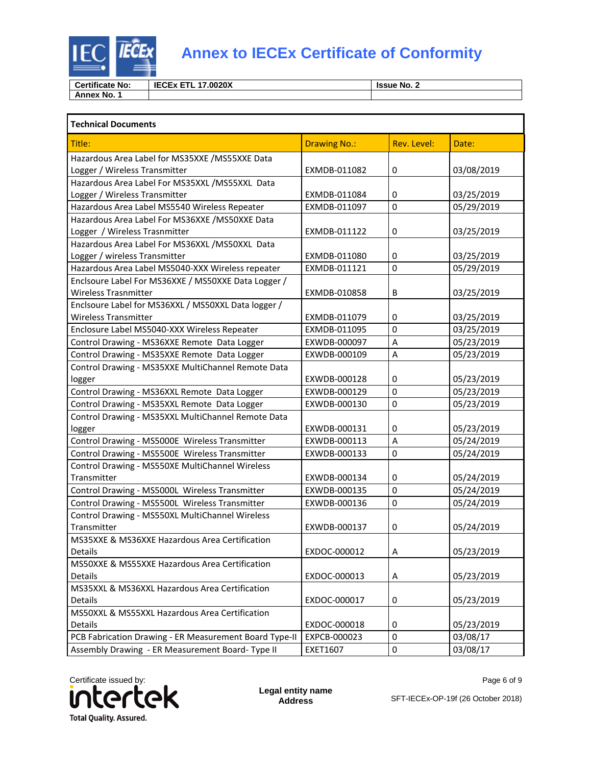# Annex to IECEx Certificate of Conformity

| Certificate No: | IECEx ETL 17.0020X | Issue No. 2 |
|---|---|---|
| Annex No. 1 | | |

**Technical Documents**

| Title: | Drawing No.: | Rev. Level: | Date: |
|---|---|---|---|
| Hazardous Area Label for MS35XXE /MS55XXE Data Logger / Wireless Transmitter | EXMDB-011082 | 0 | 03/08/2019 |
| Hazardous Area Label For MS35XXL /MS55XXL Data Logger / Wireless Transmitter | EXMDB-011084 | 0 | 03/25/2019 |
| Hazardous Area Label MS5540 Wireless Repeater | EXMDB-011097 | 0 | 05/29/2019 |
| Hazardous Area Label For MS36XXE /MS50XXE Data Logger / Wireless Transmitter | EXMDB-011122 | 0 | 03/25/2019 |
| Hazardous Area Label For MS36XXL /MS50XXL Data Logger / wireless Transmitter | EXMDB-011080 | 0 | 03/25/2019 |
| Hazardous Area Label MS5040-XXX Wireless repeater | EXMDB-011121 | 0 | 05/29/2019 |
| Enclsoure Label For MS36XXE / MS50XXE Data Logger / Wireless Trasnmitter | EXMDB-010858 | B | 03/25/2019 |
| Enclsoure Label for MS36XXL / MS50XXL Data logger / Wireless Transmitter | EXMDB-011079 | 0 | 03/25/2019 |
| Enclosure Label MS5040-XXX Wireless Repeater | EXMDB-011095 | 0 | 03/25/2019 |
| Control Drawing - MS36XXE Remote Data Logger | EXWDB-000097 | A | 05/23/2019 |
| Control Drawing - MS35XXE Remote Data Logger | EXWDB-000109 | A | 05/23/2019 |
| Control Drawing - MS35XXE MultiChannel Remote Data logger | EXWDB-000128 | 0 | 05/23/2019 |
| Control Drawing - MS36XXL Remote Data Logger | EXWDB-000129 | 0 | 05/23/2019 |
| Control Drawing - MS35XXL Remote Data Logger | EXWDB-000130 | 0 | 05/23/2019 |
| Control Drawing - MS35XXL MultiChannel Remote Data logger | EXWDB-000131 | 0 | 05/23/2019 |
| Control Drawing - MS5000E Wireless Transmitter | EXWDB-000113 | A | 05/24/2019 |
| Control Drawing - MS5500E Wireless Transmitter | EXWDB-000133 | 0 | 05/24/2019 |
| Control Drawing - MS550XE MultiChannel Wireless Transmitter | EXWDB-000134 | 0 | 05/24/2019 |
| Control Drawing - MS5000L Wireless Transmitter | EXWDB-000135 | 0 | 05/24/2019 |
| Control Drawing - MS5500L Wireless Transmitter | EXWDB-000136 | 0 | 05/24/2019 |
| Control Drawing - MS550XL MultiChannel Wireless Transmitter | EXWDB-000137 | 0 | 05/24/2019 |
| MS35XXE & MS36XXE Hazardous Area Certification Details | EXDOC-000012 | A | 05/23/2019 |
| MS50XXE & MS55XXE Hazardous Area Certification Details | EXDOC-000013 | A | 05/23/2019 |
| MS35XXL & MS36XXL Hazardous Area Certification Details | EXDOC-000017 | 0 | 05/23/2019 |
| MS50XXL & MS55XXL Hazardous Area Certification Details | EXDOC-000018 | 0 | 05/23/2019 |
| PCB Fabrication Drawing - ER Measurement Board Type-II | EXPCB-000023 | 0 | 03/08/17 |
| Assembly Drawing - ER Measurement Board- Type II | EXET1607 | 0 | 03/08/17 |

Certificate issued by:

intertek
Total Quality. Assured.

**Legal entity name**
**Address**

SFT-IECEx-OP-19f (26 October 2018)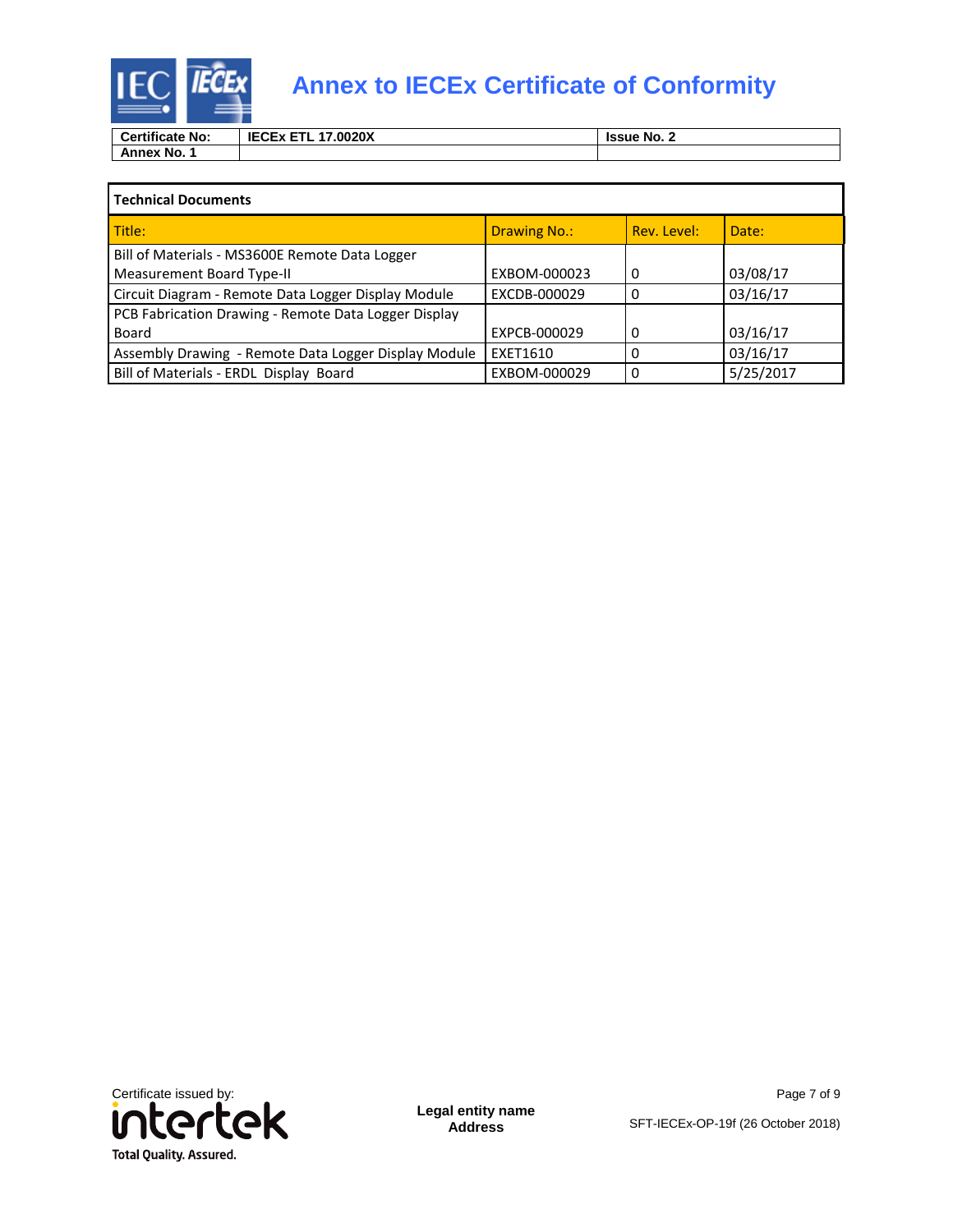# Annex to IECEx Certificate of Conformity

| Certificate No: | IECEx ETL 17.0020X | Issue No. 2 |
|---|---|---|
| Annex No. 1 | | |

| Technical Documents | | | |
|---|---|---|---|
| Title: | Drawing No.: | Rev. Level: | Date: |
| Bill of Materials - MS3600E Remote Data Logger Measurement Board Type-II | EXBOM-000023 | 0 | 03/08/17 |
| Circuit Diagram - Remote Data Logger Display Module | EXCDB-000029 | 0 | 03/16/17 |
| PCB Fabrication Drawing - Remote Data Logger Display Board | EXPCB-000029 | 0 | 03/16/17 |
| Assembly Drawing - Remote Data Logger Display Module | EXET1610 | 0 | 03/16/17 |
| Bill of Materials - ERDL Display Board | EXBOM-000029 | 0 | 5/25/2017 |

Certificate issued by:

intertek
Total Quality. Assured.

**Legal entity name**
**Address**

SFT-IECEx-OP-19f (26 October 2018)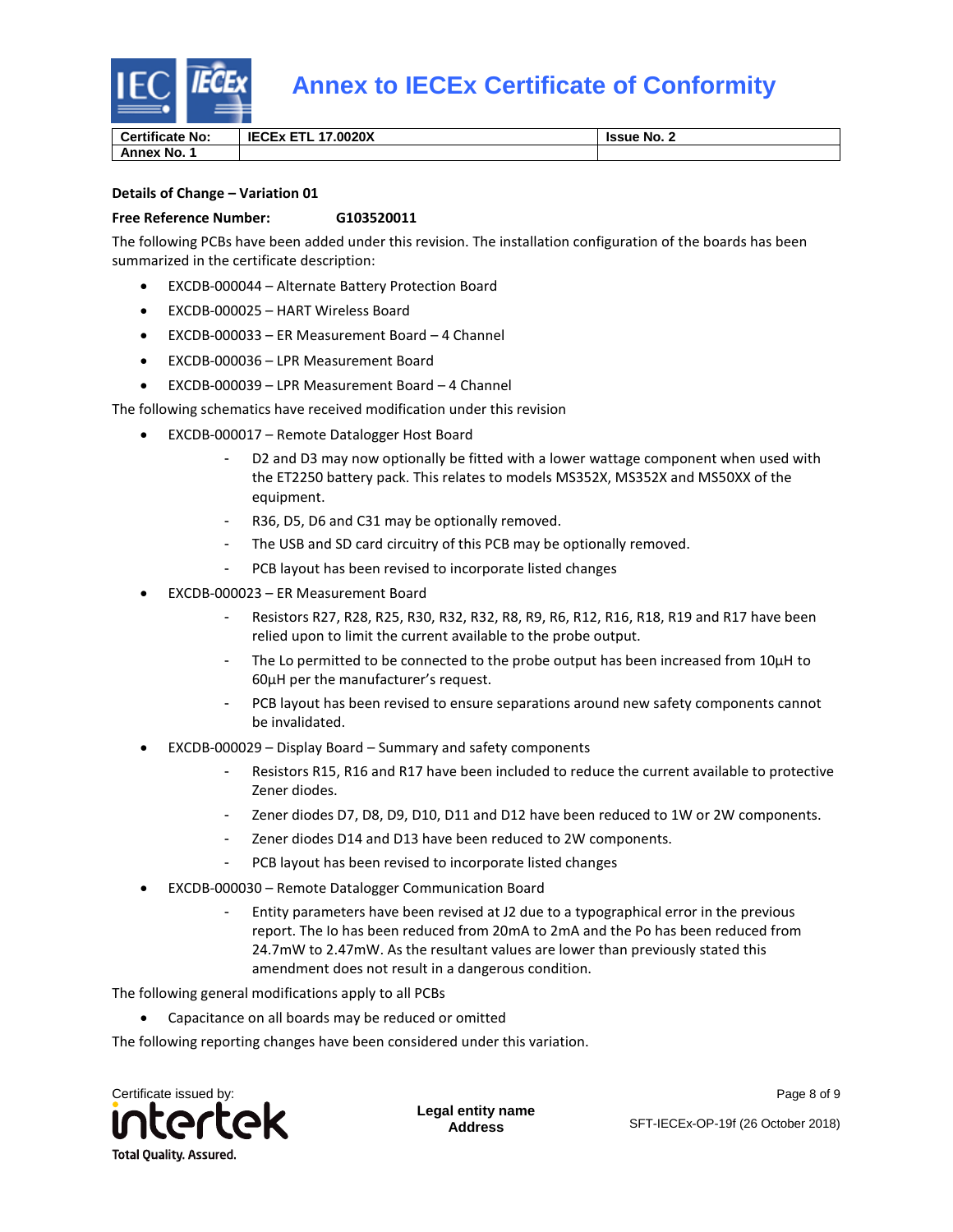| Certificate No: | IECEx ETL 17.0020X | Issue No. 2 |
| --- | --- | --- |
| Annex No. 1 | | |

**Details of Change – Variation 01**

**Free Reference Number:** **G103520011**

The following PCBs have been added under this revision. The installation configuration of the boards has been summarized in the certificate description:

- EXCDB-000044 – Alternate Battery Protection Board
- EXCDB-000025 – HART Wireless Board
- EXCDB-000033 – ER Measurement Board – 4 Channel
- EXCDB-000036 – LPR Measurement Board
- EXCDB-000039 – LPR Measurement Board – 4 Channel

The following schematics have received modification under this revision

- EXCDB-000017 – Remote Datalogger Host Board
  - D2 and D3 may now optionally be fitted with a lower wattage component when used with the ET2250 battery pack. This relates to models MS352X, MS352X and MS50XX of the equipment.
  - R36, D5, D6 and C31 may be optionally removed.
  - The USB and SD card circuitry of this PCB may be optionally removed.
  - PCB layout has been revised to incorporate listed changes
- EXCDB-000023 – ER Measurement Board
  - Resistors R27, R28, R25, R30, R32, R32, R8, R9, R6, R12, R16, R18, R19 and R17 have been relied upon to limit the current available to the probe output.
  - The Lo permitted to be connected to the probe output has been increased from 10µH to 60µH per the manufacturer's request.
  - PCB layout has been revised to ensure separations around new safety components cannot be invalidated.
- EXCDB-000029 – Display Board – Summary and safety components
  - Resistors R15, R16 and R17 have been included to reduce the current available to protective Zener diodes.
  - Zener diodes D7, D8, D9, D10, D11 and D12 have been reduced to 1W or 2W components.
  - Zener diodes D14 and D13 have been reduced to 2W components.
  - PCB layout has been revised to incorporate listed changes
- EXCDB-000030 – Remote Datalogger Communication Board
  - Entity parameters have been revised at J2 due to a typographical error in the previous report. The Io has been reduced from 20mA to 2mA and the Po has been reduced from 24.7mW to 2.47mW. As the resultant values are lower than previously stated this amendment does not result in a dangerous condition.

The following general modifications apply to all PCBs

- Capacitance on all boards may be reduced or omitted

The following reporting changes have been considered under this variation.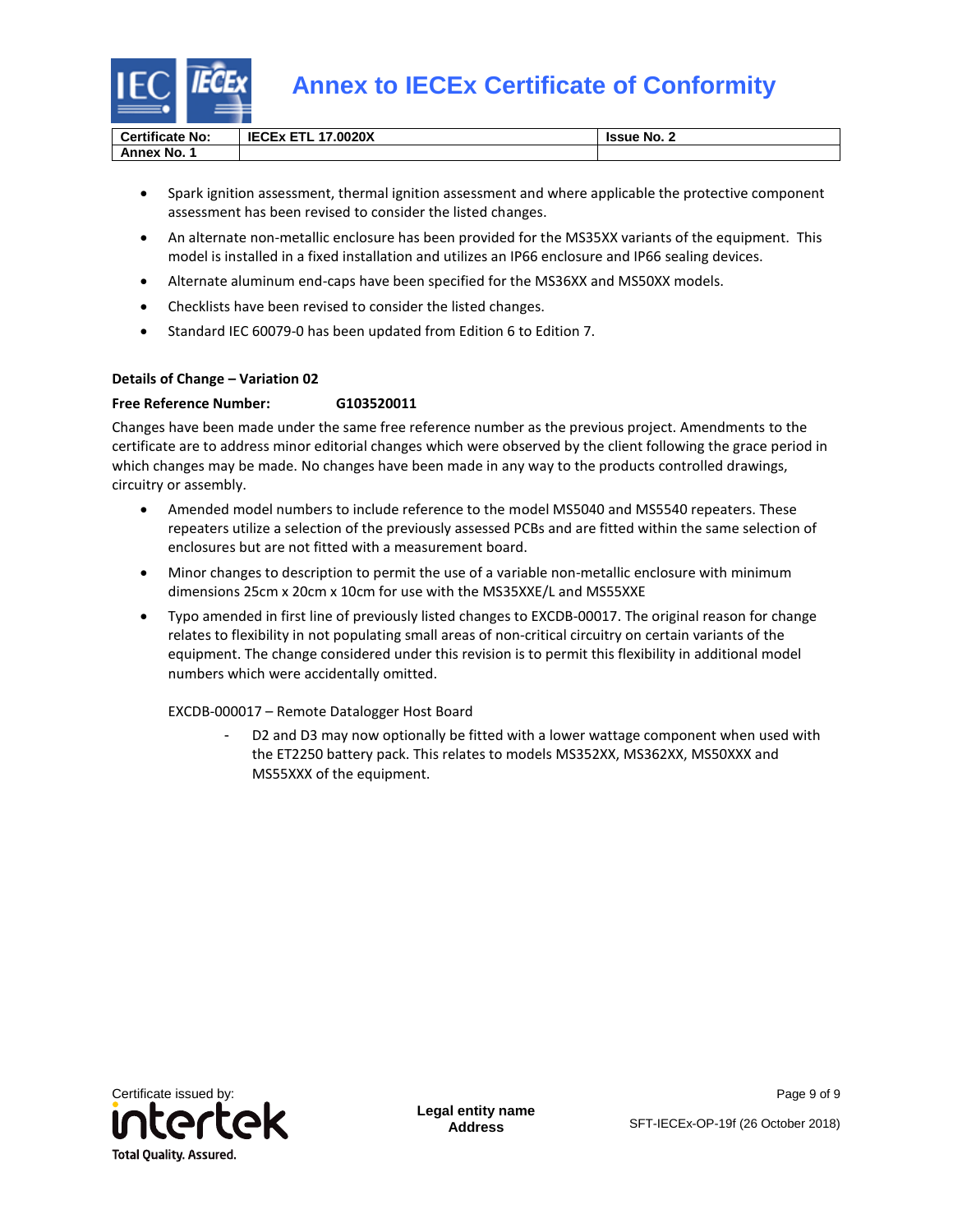- Spark ignition assessment, thermal ignition assessment and where applicable the protective component assessment has been revised to consider the listed changes.
- An alternate non-metallic enclosure has been provided for the MS35XX variants of the equipment. This model is installed in a fixed installation and utilizes an IP66 enclosure and IP66 sealing devices.
- Alternate aluminum end-caps have been specified for the MS36XX and MS50XX models.
- Checklists have been revised to consider the listed changes.
- Standard IEC 60079-0 has been updated from Edition 6 to Edition 7.

**Details of Change – Variation 02**

**Free Reference Number:** **G103520011**

Changes have been made under the same free reference number as the previous project. Amendments to the certificate are to address minor editorial changes which were observed by the client following the grace period in which changes may be made. No changes have been made in any way to the products controlled drawings, circuitry or assembly.

- Amended model numbers to include reference to the model MS5040 and MS5540 repeaters. These repeaters utilize a selection of the previously assessed PCBs and are fitted within the same selection of enclosures but are not fitted with a measurement board.
- Minor changes to description to permit the use of a variable non-metallic enclosure with minimum dimensions 25cm x 20cm x 10cm for use with the MS35XXE/L and MS55XXE
- Typo amended in first line of previously listed changes to EXCDB-00017. The original reason for change relates to flexibility in not populating small areas of non-critical circuitry on certain variants of the equipment. The change considered under this revision is to permit this flexibility in additional model numbers which were accidentally omitted.

  EXCDB-000017 – Remote Datalogger Host Board

  - D2 and D3 may now optionally be fitted with a lower wattage component when used with the ET2250 battery pack. This relates to models MS352XX, MS362XX, MS50XXX and MS55XXX of the equipment.